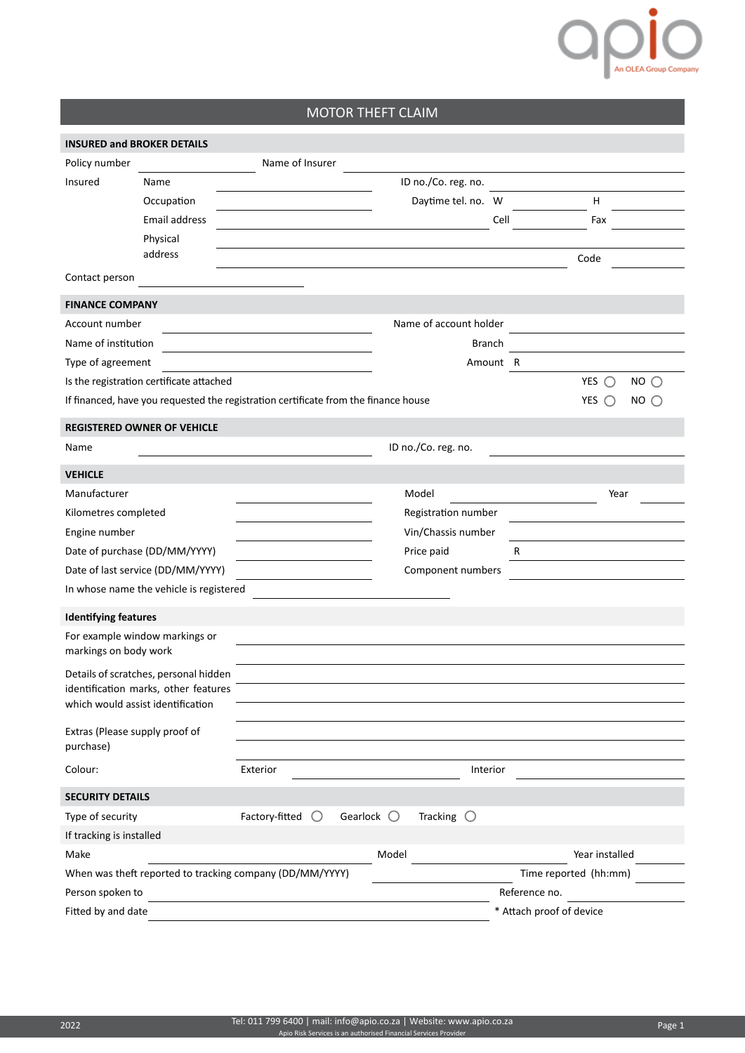# MOTOR THEFT CLAIM

## INSURED and BROKER DETAILS

Policy number ____________ Name of Insurer ____________

Insured

- Name ____________ ID no./Co. reg. no. ____________
- Occupation ____________ Daytime tel. no. W ____________ H ____________
- Email address ____________ Cell ____________ Fax ____________
- Physical address ____________ Code ____________

Contact person ____________

## FINANCE COMPANY

Account number ____________ Name of account holder ____________

Name of institution ____________ Branch ____________

Type of agreement ____________ Amount R ____________

Is the registration certificate attached YES ◯ NO ◯

If financed, have you requested the registration certificate from the finance house YES ◯ NO ◯

## REGISTERED OWNER OF VEHICLE

Name ____________ ID no./Co. reg. no. ____________

## VEHICLE

Manufacturer ____________ Model ____________ Year ____________

Kilometres completed ____________ Registration number ____________

Engine number ____________ Vin/Chassis number ____________

Date of purchase (DD/MM/YYYY) ____________ Price paid R ____________

Date of last service (DD/MM/YYYY) ____________ Component numbers ____________

In whose name the vehicle is registered ____________

### Identifying features

For example window markings or markings on body work ____________

Details of scratches, personal hidden identification marks, other features which would assist identification ____________

Extras (Please supply proof of purchase) ____________

Colour: Exterior ____________ Interior ____________

## SECURITY DETAILS

Type of security Factory-fitted ◯ Gearlock ◯ Tracking ◯

If tracking is installed

Make ____________ Model ____________ Year installed ____________

When was theft reported to tracking company (DD/MM/YYYY) ____________ Time reported (hh:mm) ____________

Person spoken to ____________ Reference no. ____________

Fitted by and date ____________ * Attach proof of device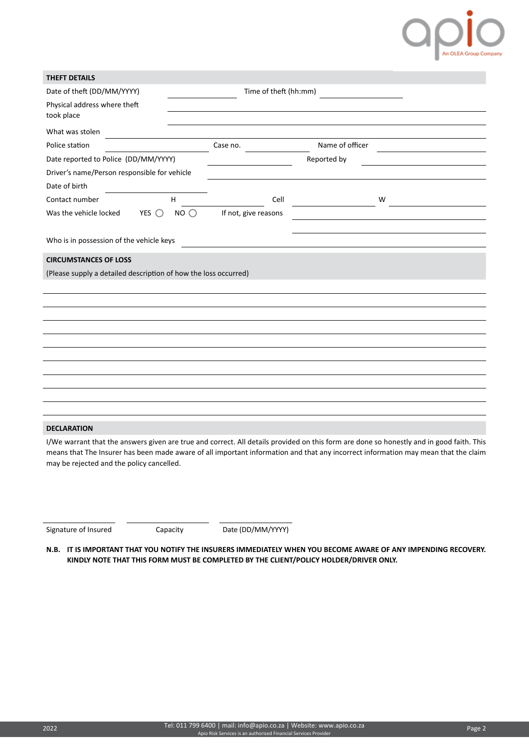## THEFT DETAILS

Date of theft (DD/MM/YYYY) \_\_\_\_\_\_\_\_\_\_ Time of theft (hh:mm) \_\_\_\_\_\_\_\_\_\_

Physical address where theft took place \_\_\_\_\_\_\_\_\_\_

What was stolen \_\_\_\_\_\_\_\_\_\_

Police station \_\_\_\_\_\_\_\_\_\_ Case no. \_\_\_\_\_\_\_\_\_\_ Name of officer \_\_\_\_\_\_\_\_\_\_

Date reported to Police (DD/MM/YYYY) \_\_\_\_\_\_\_\_\_\_ Reported by \_\_\_\_\_\_\_\_\_\_

Driver's name/Person responsible for vehicle \_\_\_\_\_\_\_\_\_\_

Date of birth \_\_\_\_\_\_\_\_\_\_

Contact number H \_\_\_\_\_\_\_\_\_\_ Cell \_\_\_\_\_\_\_\_\_\_ W \_\_\_\_\_\_\_\_\_\_

Was the vehicle locked YES ◯ NO ◯ If not, give reasons \_\_\_\_\_\_\_\_\_\_

Who is in possession of the vehicle keys \_\_\_\_\_\_\_\_\_\_

## CIRCUMSTANCES OF LOSS

(Please supply a detailed description of how the loss occurred)

## DECLARATION

I/We warrant that the answers given are true and correct. All details provided on this form are done so honestly and in good faith. This means that The Insurer has been made aware of all important information and that any incorrect information may mean that the claim may be rejected and the policy cancelled.

Signature of Insured \_\_\_\_\_\_\_\_\_\_ Capacity \_\_\_\_\_\_\_\_\_\_ Date (DD/MM/YYYY) \_\_\_\_\_\_\_\_\_\_

**N.B. IT IS IMPORTANT THAT YOU NOTIFY THE INSURERS IMMEDIATELY WHEN YOU BECOME AWARE OF ANY IMPENDING RECOVERY. KINDLY NOTE THAT THIS FORM MUST BE COMPLETED BY THE CLIENT/POLICY HOLDER/DRIVER ONLY.**